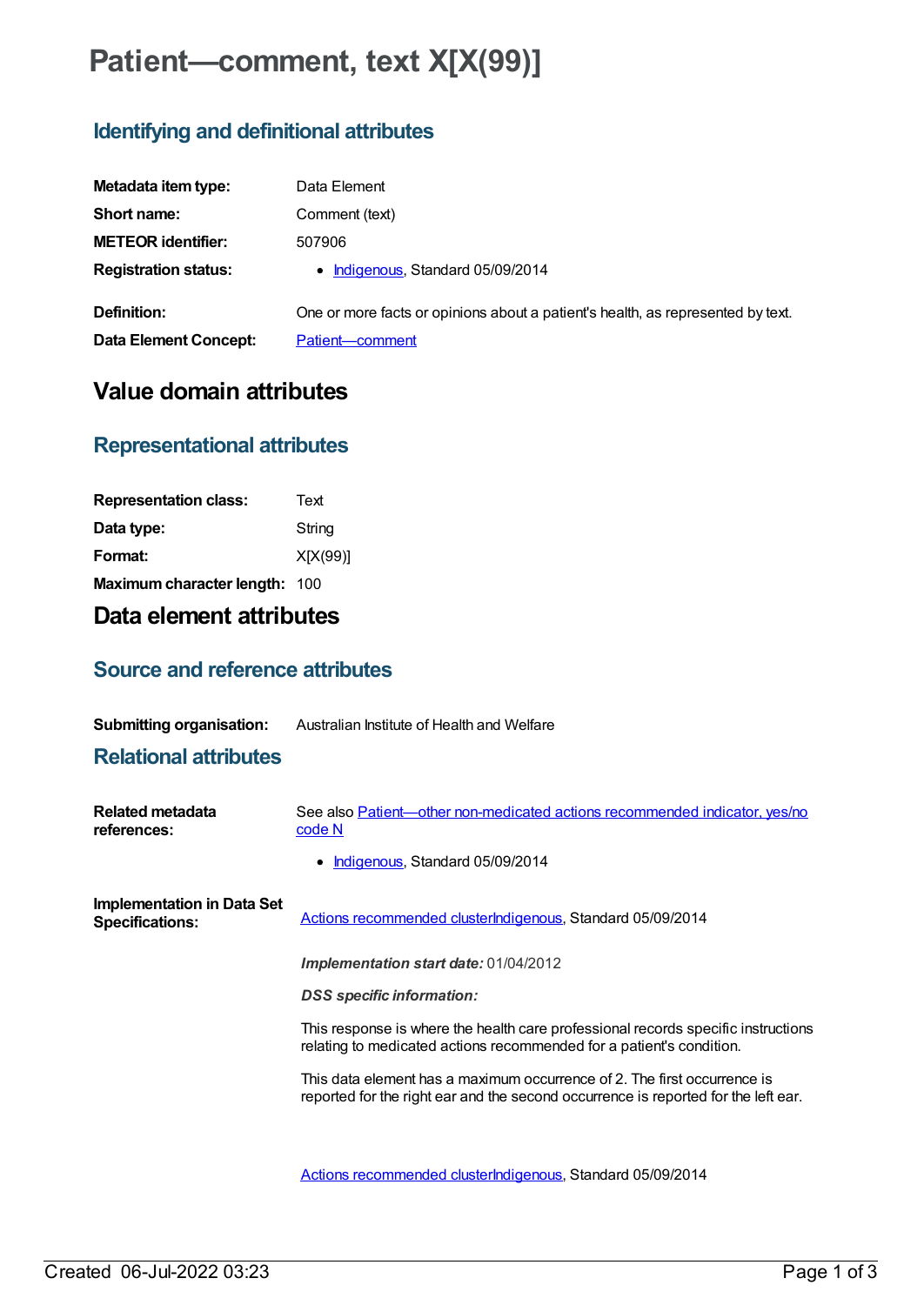# Patient—comment, text X[X(99)]

## Identifying and definitional attributes

**Metadata item type:** Data Element

**Short name:** Comment (text)

**METEOR identifier:** 507906

**Registration status:**
- Indigenous, Standard 05/09/2014

**Definition:** One or more facts or opinions about a patient's health, as represented by text.

**Data Element Concept:** Patient—comment

# Value domain attributes

## Representational attributes

**Representation class:** Text

**Data type:** String

**Format:** X[X(99)]

**Maximum character length:** 100

# Data element attributes

## Source and reference attributes

**Submitting organisation:** Australian Institute of Health and Welfare

## Relational attributes

**Related metadata references:** See also Patient—other non-medicated actions recommended indicator, yes/no code N
- Indigenous, Standard 05/09/2014

**Implementation in Data Set Specifications:**

Actions recommended clusterIndigenous, Standard 05/09/2014

***Implementation start date:*** 01/04/2012

***DSS specific information:***

This response is where the health care professional records specific instructions relating to medicated actions recommended for a patient's condition.

This data element has a maximum occurrence of 2. The first occurrence is reported for the right ear and the second occurrence is reported for the left ear.

Actions recommended clusterIndigenous, Standard 05/09/2014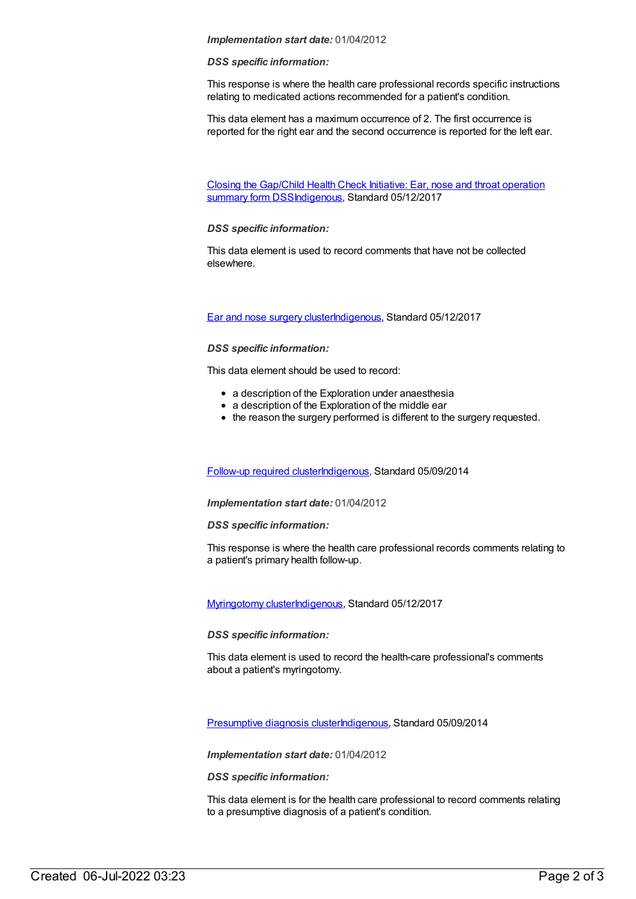***Implementation start date:*** 01/04/2012

***DSS specific information:***

This response is where the health care professional records specific instructions relating to medicated actions recommended for a patient's condition.

This data element has a maximum occurrence of 2. The first occurrence is reported for the right ear and the second occurrence is reported for the left ear.

Closing the Gap/Child Health Check Initiative: Ear, nose and throat operation summary form DSSIndigenous, Standard 05/12/2017

***DSS specific information:***

This data element is used to record comments that have not be collected elsewhere.

Ear and nose surgery clusterIndigenous, Standard 05/12/2017

***DSS specific information:***

This data element should be used to record:

- a description of the Exploration under anaesthesia
- a description of the Exploration of the middle ear
- the reason the surgery performed is different to the surgery requested.

Follow-up required clusterIndigenous, Standard 05/09/2014

***Implementation start date:*** 01/04/2012

***DSS specific information:***

This response is where the health care professional records comments relating to a patient's primary health follow-up.

Myringotomy clusterIndigenous, Standard 05/12/2017

***DSS specific information:***

This data element is used to record the health-care professional's comments about a patient's myringotomy.

Presumptive diagnosis clusterIndigenous, Standard 05/09/2014

***Implementation start date:*** 01/04/2012

***DSS specific information:***

This data element is for the health care professional to record comments relating to a presumptive diagnosis of a patient's condition.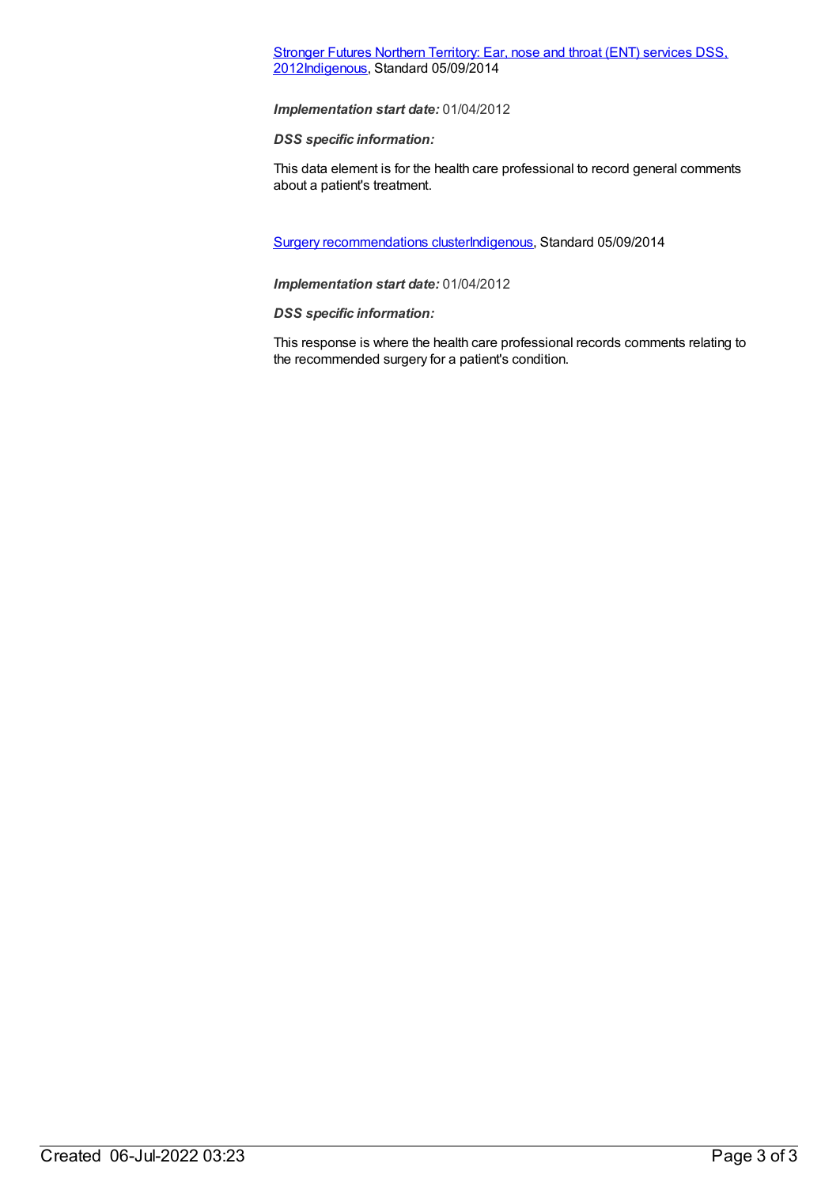Stronger Futures Northern Territory: Ear, nose and throat (ENT) services DSS, 2012Indigenous, Standard 05/09/2014

***Implementation start date:*** 01/04/2012

***DSS specific information:***

This data element is for the health care professional to record general comments about a patient's treatment.

Surgery recommendations clusterIndigenous, Standard 05/09/2014

***Implementation start date:*** 01/04/2012

***DSS specific information:***

This response is where the health care professional records comments relating to the recommended surgery for a patient's condition.